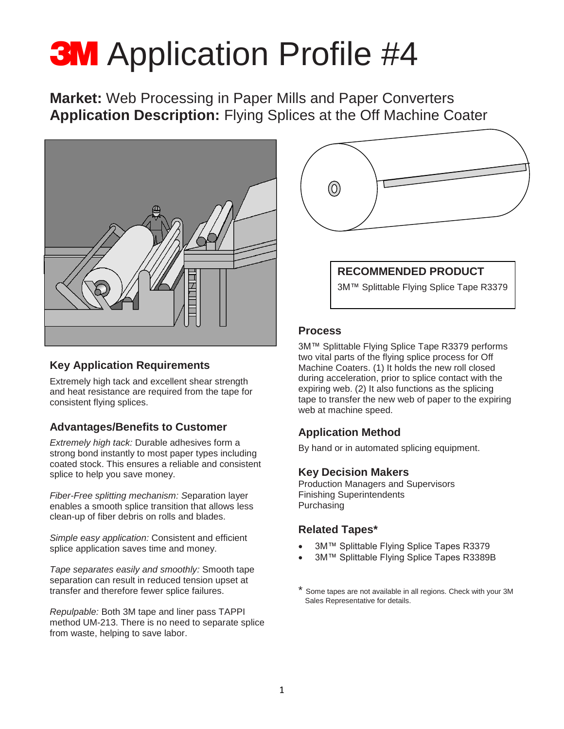# 3M Application Profile #4

**Market:** Web Processing in Paper Mills and Paper Converters
**Application Description:** Flying Splices at the Off Machine Coater

## Key Application Requirements

Extremely high tack and excellent shear strength and heat resistance are required from the tape for consistent flying splices.

## Advantages/Benefits to Customer

*Extremely high tack:* Durable adhesives form a strong bond instantly to most paper types including coated stock. This ensures a reliable and consistent splice to help you save money.

*Fiber-Free splitting mechanism: S*eparation layer enables a smooth splice transition that allows less clean-up of fiber debris on rolls and blades.

*Simple easy application:* Consistent and efficient splice application saves time and money.

*Tape separates easily and smoothly:* Smooth tape separation can result in reduced tension upset at transfer and therefore fewer splice failures.

*Repulpable:* Both 3M tape and liner pass TAPPI method UM-213. There is no need to separate splice from waste, helping to save labor.

## RECOMMENDED PRODUCT

3M™ Splittable Flying Splice Tape R3379

## Process

3M™ Splittable Flying Splice Tape R3379 performs two vital parts of the flying splice process for Off Machine Coaters. (1) It holds the new roll closed during acceleration, prior to splice contact with the expiring web. (2) It also functions as the splicing tape to transfer the new web of paper to the expiring web at machine speed.

## Application Method

By hand or in automated splicing equipment.

## Key Decision Makers

Production Managers and Supervisors
Finishing Superintendents
Purchasing

## Related Tapes*

- 3M™ Splittable Flying Splice Tapes R3379
- 3M™ Splittable Flying Splice Tapes R3389B

* Some tapes are not available in all regions. Check with your 3M Sales Representative for details.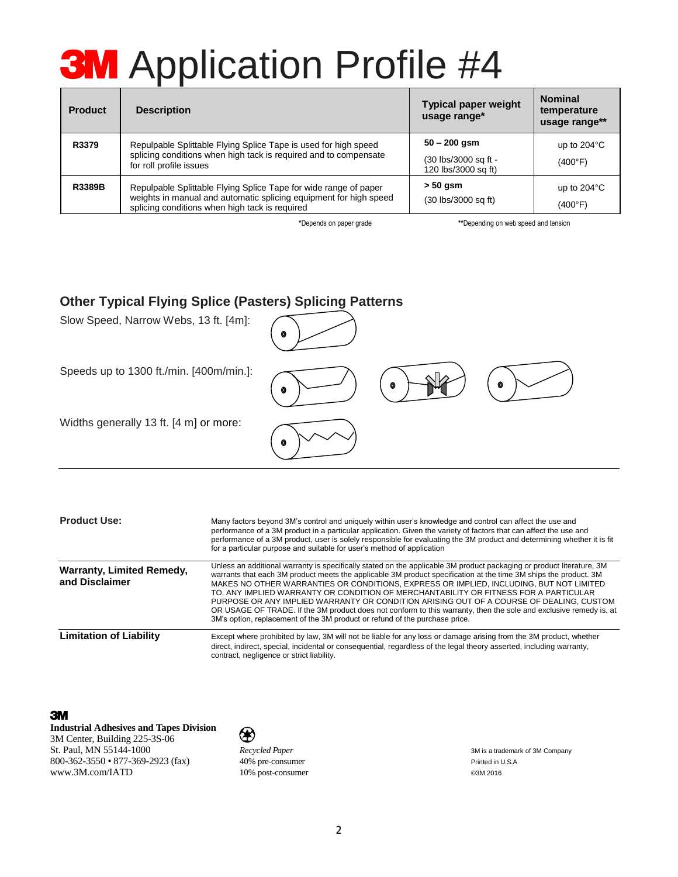# 3M Application Profile #4

| Product | Description | Typical paper weight usage range* | Nominal temperature usage range** |
|---|---|---|---|
| R3379 | Repulpable Splittable Flying Splice Tape is used for high speed splicing conditions when high tack is required and to compensate for roll profile issues | **50 – 200 gsm** (30 lbs/3000 sq ft - 120 lbs/3000 sq ft) | up to 204°C (400°F) |
| R3389B | Repulpable Splittable Flying Splice Tape for wide range of paper weights in manual and automatic splicing equipment for high speed splicing conditions when high tack is required | **> 50 gsm** (30 lbs/3000 sq ft) | up to 204°C (400°F) |

*Depends on paper grade

**Depending on web speed and tension

## Other Typical Flying Splice (Pasters) Splicing Patterns

Slow Speed, Narrow Webs, 13 ft. [4m]:

Speeds up to 1300 ft./min. [400m/min.]:

Widths generally 13 ft. [4 m] or more:

---

| | |
|---|---|
| **Product Use:** | Many factors beyond 3M's control and uniquely within user's knowledge and control can affect the use and performance of a 3M product in a particular application. Given the variety of factors that can affect the use and performance of a 3M product, user is solely responsible for evaluating the 3M product and determining whether it is fit for a particular purpose and suitable for user's method of application |
| **Warranty, Limited Remedy, and Disclaimer** | Unless an additional warranty is specifically stated on the applicable 3M product packaging or product literature, 3M warrants that each 3M product meets the applicable 3M product specification at the time 3M ships the product. 3M MAKES NO OTHER WARRANTIES OR CONDITIONS, EXPRESS OR IMPLIED, INCLUDING, BUT NOT LIMITED TO, ANY IMPLIED WARRANTY OR CONDITION OF MERCHANTABILITY OR FITNESS FOR A PARTICULAR PURPOSE OR ANY IMPLIED WARRANTY OR CONDITION ARISING OUT OF A COURSE OF DEALING, CUSTOM OR USAGE OF TRADE. If the 3M product does not conform to this warranty, then the sole and exclusive remedy is, at 3M's option, replacement of the 3M product or refund of the purchase price. |
| **Limitation of Liability** | Except where prohibited by law, 3M will not be liable for any loss or damage arising from the 3M product, whether direct, indirect, special, incidental or consequential, regardless of the legal theory asserted, including warranty, contract, negligence or strict liability. |

**3M**

**Industrial Adhesives and Tapes Division**
3M Center, Building 225-3S-06
St. Paul, MN 55144-1000
800-362-3550 • 877-369-2923 (fax)
www.3M.com/IATD

*Recycled Paper*
40% pre-consumer
10% post-consumer

3M is a trademark of 3M Company
Printed in U.S.A
©3M 2016